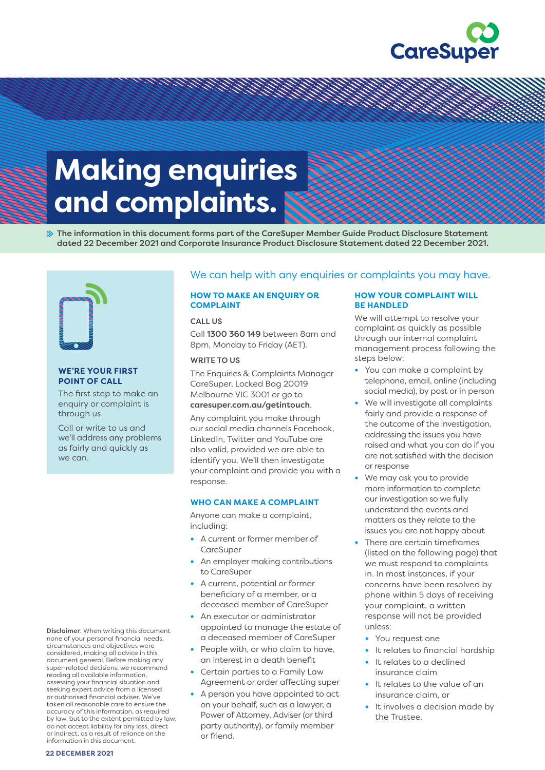# Making enquiries and complaints.

**The information in this document forms part of the CareSuper Member Guide Product Disclosure Statement dated 22 December 2021 and Corporate Insurance Product Disclosure Statement dated 22 December 2021.**

### WE'RE YOUR FIRST POINT OF CALL

The first step to make an enquiry or complaint is through us.

Call or write to us and we'll address any problems as fairly and quickly as we can.

## We can help with any enquiries or complaints you may have.

### HOW TO MAKE AN ENQUIRY OR COMPLAINT

CALL US

Call **1300 360 149** between 8am and 8pm, Monday to Friday (AET).

WRITE TO US

The Enquiries & Complaints Manager
CareSuper, Locked Bag 20019
Melbourne VIC 3001 or go to **caresuper.com.au/getintouch**.

Any complaint you make through our social media channels Facebook, LinkedIn, Twitter and YouTube are also valid, provided we are able to identify you. We'll then investigate your complaint and provide you with a response.

### WHO CAN MAKE A COMPLAINT

Anyone can make a complaint, including:

- A current or former member of CareSuper
- An employer making contributions to CareSuper
- A current, potential or former beneficiary of a member, or a deceased member of CareSuper
- An executor or administrator appointed to manage the estate of a deceased member of CareSuper
- People with, or who claim to have, an interest in a death benefit
- Certain parties to a Family Law Agreement or order affecting super
- A person you have appointed to act on your behalf, such as a lawyer, a Power of Attorney, Adviser (or third party authority), or family member or friend.

### HOW YOUR COMPLAINT WILL BE HANDLED

We will attempt to resolve your complaint as quickly as possible through our internal complaint management process following the steps below:

- You can make a complaint by telephone, email, online (including social media), by post or in person
- We will investigate all complaints fairly and provide a response of the outcome of the investigation, addressing the issues you have raised and what you can do if you are not satisfied with the decision or response
- We may ask you to provide more information to complete our investigation so we fully understand the events and matters as they relate to the issues you are not happy about
- There are certain timeframes (listed on the following page) that we must respond to complaints in. In most instances, if your concerns have been resolved by phone within 5 days of receiving your complaint, a written response will not be provided unless:
  - You request one
  - It relates to financial hardship
  - It relates to a declined insurance claim
  - It relates to the value of an insurance claim, or
  - It involves a decision made by the Trustee.

**Disclaimer**: When writing this document none of your personal financial needs, circumstances and objectives were considered, making all advice in this document general. Before making any super-related decisions, we recommend reading all available information, assessing your financial situation and seeking expert advice from a licensed or authorised financial adviser. We've taken all reasonable care to ensure the accuracy of this information, as required by law, but to the extent permitted by law, do not accept liability for any loss, direct or indirect, as a result of reliance on the information in this document.

22 DECEMBER 2021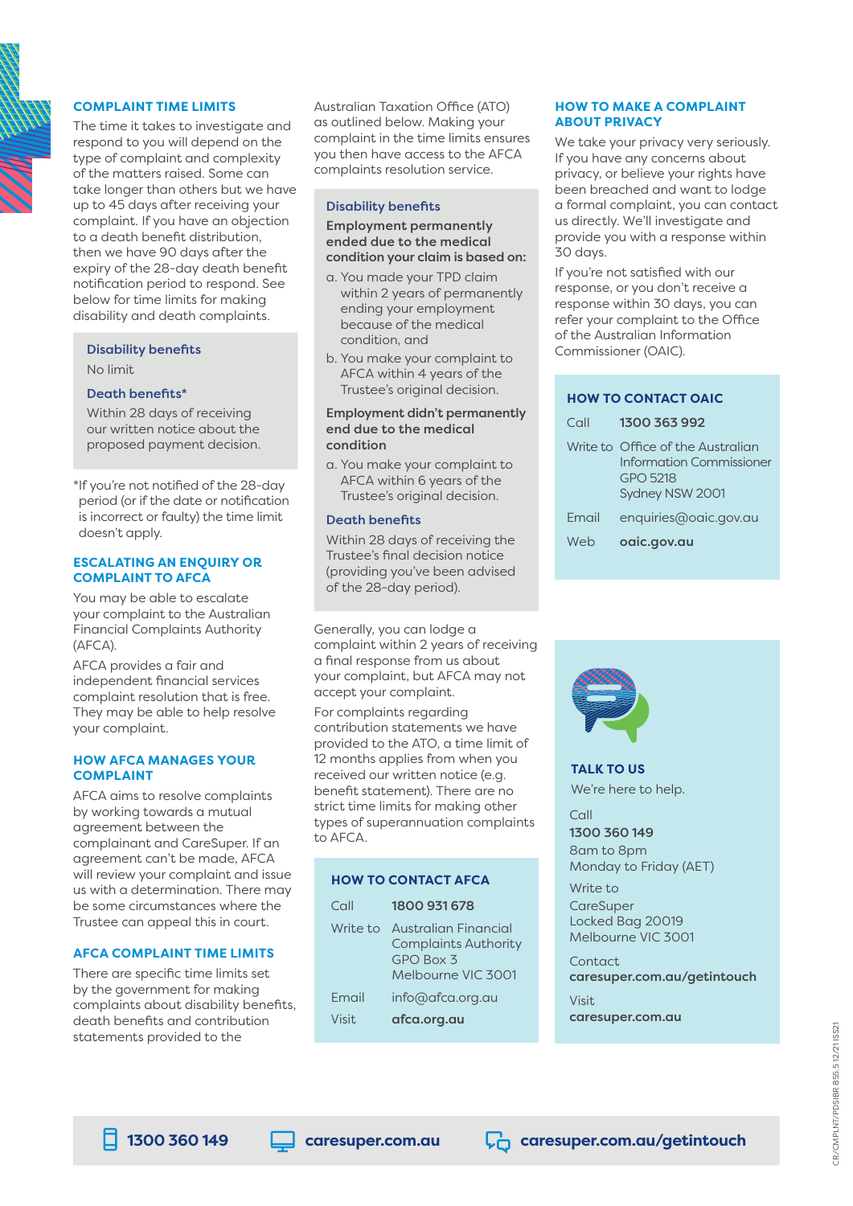## COMPLAINT TIME LIMITS

The time it takes to investigate and respond to you will depend on the type of complaint and complexity of the matters raised. Some can take longer than others but we have up to 45 days after receiving your complaint. If you have an objection to a death benefit distribution, then we have 90 days after the expiry of the 28-day death benefit notification period to respond. See below for time limits for making disability and death complaints.

### Disability benefits

No limit

### Death benefits*

Within 28 days of receiving our written notice about the proposed payment decision.

*If you're not notified of the 28-day period (or if the date or notification is incorrect or faulty) the time limit doesn't apply.

## ESCALATING AN ENQUIRY OR COMPLAINT TO AFCA

You may be able to escalate your complaint to the Australian Financial Complaints Authority (AFCA).

AFCA provides a fair and independent financial services complaint resolution that is free. They may be able to help resolve your complaint.

## HOW AFCA MANAGES YOUR COMPLAINT

AFCA aims to resolve complaints by working towards a mutual agreement between the complainant and CareSuper. If an agreement can't be made, AFCA will review your complaint and issue us with a determination. There may be some circumstances where the Trustee can appeal this in court.

## AFCA COMPLAINT TIME LIMITS

There are specific time limits set by the government for making complaints about disability benefits, death benefits and contribution statements provided to the Australian Taxation Office (ATO) as outlined below. Making your complaint in the time limits ensures you then have access to the AFCA complaints resolution service.

### Disability benefits

**Employment permanently ended due to the medical condition your claim is based on:**

a. You made your TPD claim within 2 years of permanently ending your employment because of the medical condition, and

b. You make your complaint to AFCA within 4 years of the Trustee's original decision.

**Employment didn't permanently end due to the medical condition**

a. You make your complaint to AFCA within 6 years of the Trustee's original decision.

### Death benefits

Within 28 days of receiving the Trustee's final decision notice (providing you've been advised of the 28-day period).

Generally, you can lodge a complaint within 2 years of receiving a final response from us about your complaint, but AFCA may not accept your complaint.

For complaints regarding contribution statements we have provided to the ATO, a time limit of 12 months applies from when you received our written notice (e.g. benefit statement). There are no strict time limits for making other types of superannuation complaints to AFCA.

### HOW TO CONTACT AFCA

| | |
|---|---|
| Call | **1800 931 678** |
| Write to | Australian Financial Complaints Authority<br>GPO Box 3<br>Melbourne VIC 3001 |
| Email | info@afca.org.au |
| Visit | **afca.org.au** |

## HOW TO MAKE A COMPLAINT ABOUT PRIVACY

We take your privacy very seriously. If you have any concerns about privacy, or believe your rights have been breached and want to lodge a formal complaint, you can contact us directly. We'll investigate and provide you with a response within 30 days.

If you're not satisfied with our response, or you don't receive a response within 30 days, you can refer your complaint to the Office of the Australian Information Commissioner (OAIC).

### HOW TO CONTACT OAIC

| | |
|---|---|
| Call | **1300 363 992** |
| Write to | Office of the Australian Information Commissioner<br>GPO 5218<br>Sydney NSW 2001 |
| Email | enquiries@oaic.gov.au |
| Web | **oaic.gov.au** |

### TALK TO US

We're here to help.

Call
**1300 360 149**
8am to 8pm
Monday to Friday (AET)

Write to
CareSuper
Locked Bag 20019
Melbourne VIC 3001

Contact
**caresuper.com.au/getintouch**

Visit
**caresuper.com.au**

**1300 360 149** **caresuper.com.au** **caresuper.com.au/getintouch**

CR/CMPLNT/PDS/BR 8.55.5 12/21 SS21